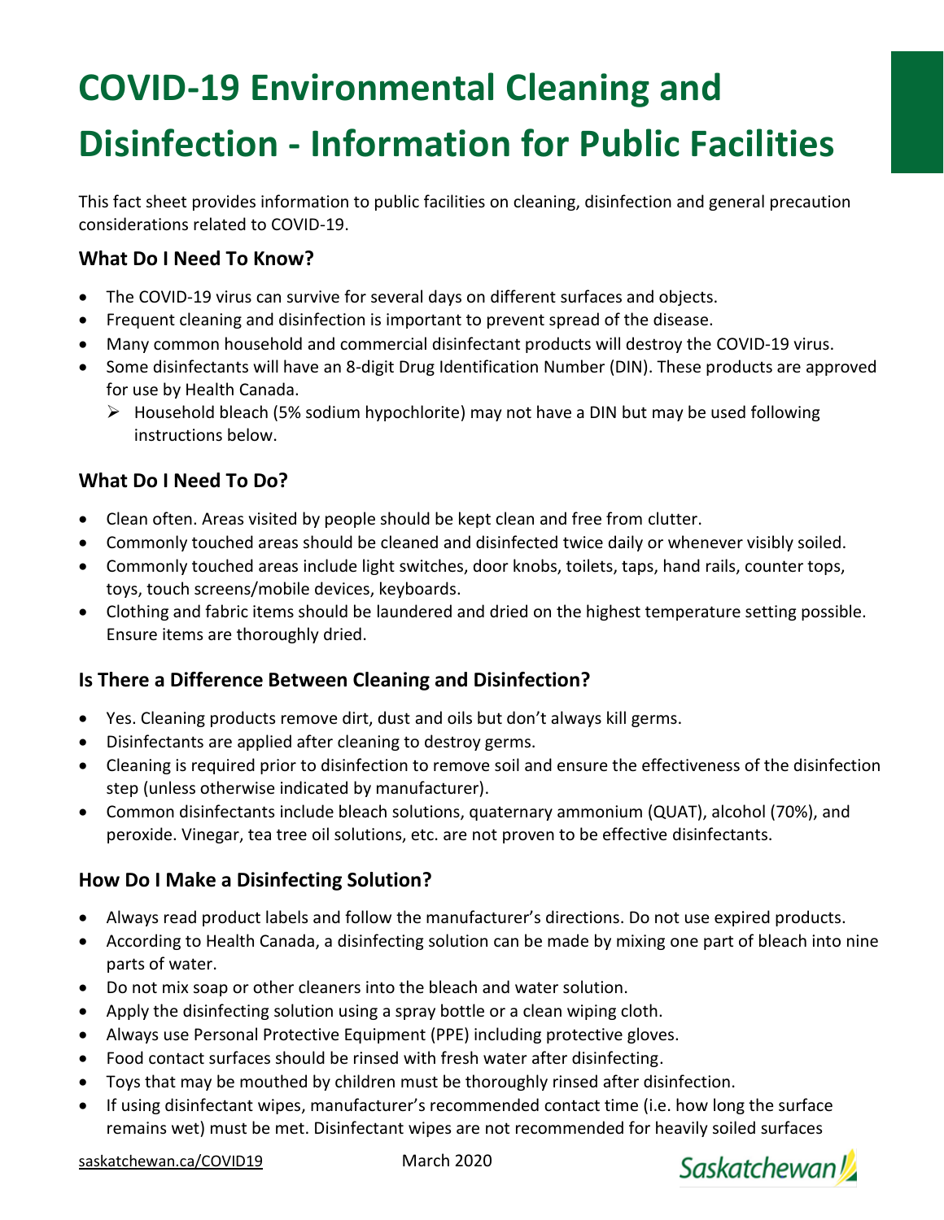# COVID-19 Environmental Cleaning and Disinfection - Information for Public Facilities

This fact sheet provides information to public facilities on cleaning, disinfection and general precaution considerations related to COVID-19.

## What Do I Need To Know?

- The COVID-19 virus can survive for several days on different surfaces and objects.
- Frequent cleaning and disinfection is important to prevent spread of the disease.
- Many common household and commercial disinfectant products will destroy the COVID-19 virus.
- Some disinfectants will have an 8-digit Drug Identification Number (DIN). These products are approved for use by Health Canada.
  - Household bleach (5% sodium hypochlorite) may not have a DIN but may be used following instructions below.

## What Do I Need To Do?

- Clean often. Areas visited by people should be kept clean and free from clutter.
- Commonly touched areas should be cleaned and disinfected twice daily or whenever visibly soiled.
- Commonly touched areas include light switches, door knobs, toilets, taps, hand rails, counter tops, toys, touch screens/mobile devices, keyboards.
- Clothing and fabric items should be laundered and dried on the highest temperature setting possible. Ensure items are thoroughly dried.

## Is There a Difference Between Cleaning and Disinfection?

- Yes. Cleaning products remove dirt, dust and oils but don't always kill germs.
- Disinfectants are applied after cleaning to destroy germs.
- Cleaning is required prior to disinfection to remove soil and ensure the effectiveness of the disinfection step (unless otherwise indicated by manufacturer).
- Common disinfectants include bleach solutions, quaternary ammonium (QUAT), alcohol (70%), and peroxide. Vinegar, tea tree oil solutions, etc. are not proven to be effective disinfectants.

## How Do I Make a Disinfecting Solution?

- Always read product labels and follow the manufacturer's directions. Do not use expired products.
- According to Health Canada, a disinfecting solution can be made by mixing one part of bleach into nine parts of water.
- Do not mix soap or other cleaners into the bleach and water solution.
- Apply the disinfecting solution using a spray bottle or a clean wiping cloth.
- Always use Personal Protective Equipment (PPE) including protective gloves.
- Food contact surfaces should be rinsed with fresh water after disinfecting.
- Toys that may be mouthed by children must be thoroughly rinsed after disinfection.
- If using disinfectant wipes, manufacturer's recommended contact time (i.e. how long the surface remains wet) must be met. Disinfectant wipes are not recommended for heavily soiled surfaces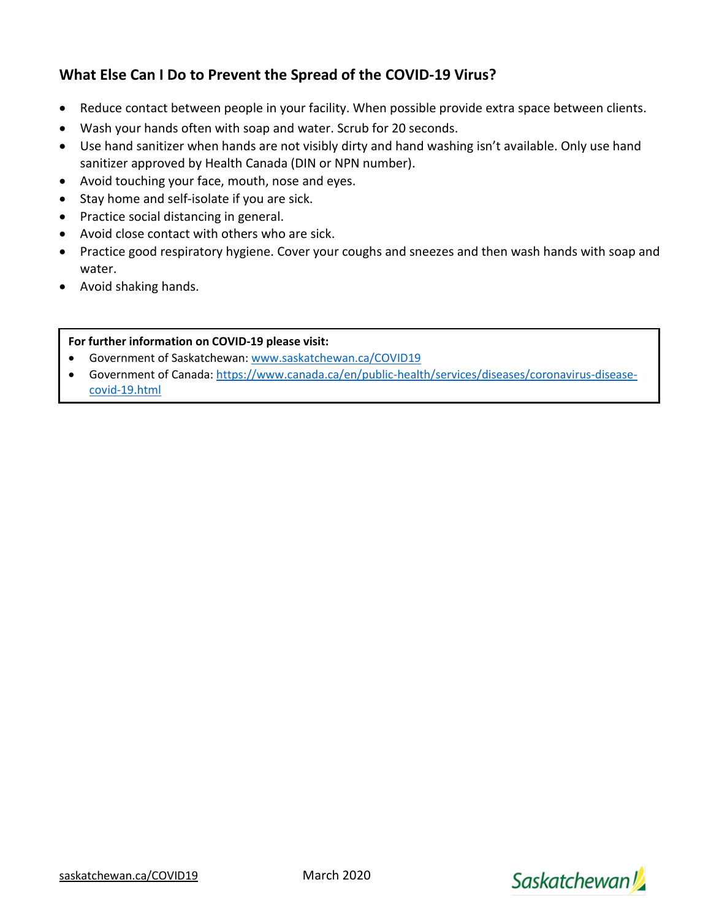## What Else Can I Do to Prevent the Spread of the COVID-19 Virus?

- Reduce contact between people in your facility. When possible provide extra space between clients.
- Wash your hands often with soap and water. Scrub for 20 seconds.
- Use hand sanitizer when hands are not visibly dirty and hand washing isn't available. Only use hand sanitizer approved by Health Canada (DIN or NPN number).
- Avoid touching your face, mouth, nose and eyes.
- Stay home and self-isolate if you are sick.
- Practice social distancing in general.
- Avoid close contact with others who are sick.
- Practice good respiratory hygiene. Cover your coughs and sneezes and then wash hands with soap and water.
- Avoid shaking hands.

**For further information on COVID-19 please visit:**

- Government of Saskatchewan: www.saskatchewan.ca/COVID19
- Government of Canada: https://www.canada.ca/en/public-health/services/diseases/coronavirus-disease-covid-19.html

saskatchewan.ca/COVID19 March 2020